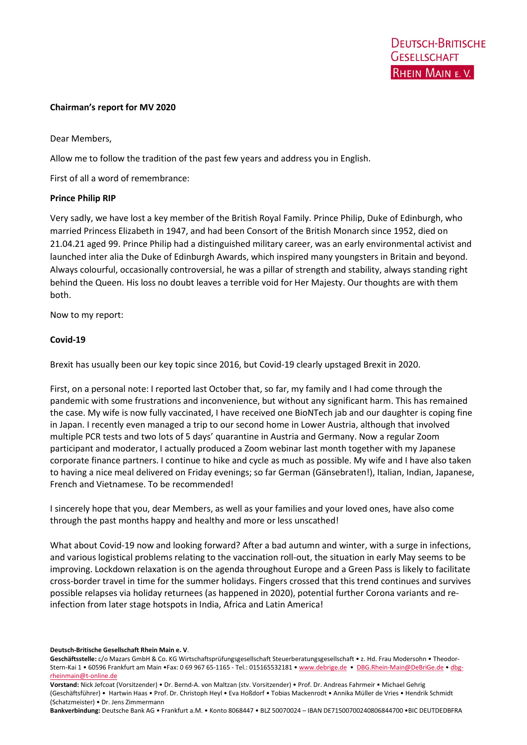Deutsch-Britische Gesellschaft Rhein Main e. V.

**Chairman's report for MV 2020**

Dear Members,

Allow me to follow the tradition of the past few years and address you in English.

First of all a word of remembrance:

**Prince Philip RIP**

Very sadly, we have lost a key member of the British Royal Family. Prince Philip, Duke of Edinburgh, who married Princess Elizabeth in 1947, and had been Consort of the British Monarch since 1952, died on 21.04.21 aged 99. Prince Philip had a distinguished military career, was an early environmental activist and launched inter alia the Duke of Edinburgh Awards, which inspired many youngsters in Britain and beyond. Always colourful, occasionally controversial, he was a pillar of strength and stability, always standing right behind the Queen. His loss no doubt leaves a terrible void for Her Majesty. Our thoughts are with them both.

Now to my report:

**Covid-19**

Brexit has usually been our key topic since 2016, but Covid-19 clearly upstaged Brexit in 2020.

First, on a personal note: I reported last October that, so far, my family and I had come through the pandemic with some frustrations and inconvenience, but without any significant harm. This has remained the case. My wife is now fully vaccinated, I have received one BioNTech jab and our daughter is coping fine in Japan. I recently even managed a trip to our second home in Lower Austria, although that involved multiple PCR tests and two lots of 5 days' quarantine in Austria and Germany. Now a regular Zoom participant and moderator, I actually produced a Zoom webinar last month together with my Japanese corporate finance partners. I continue to hike and cycle as much as possible. My wife and I have also taken to having a nice meal delivered on Friday evenings; so far German (Gänsebraten!), Italian, Indian, Japanese, French and Vietnamese. To be recommended!

I sincerely hope that you, dear Members, as well as your families and your loved ones, have also come through the past months happy and healthy and more or less unscathed!

What about Covid-19 now and looking forward? After a bad autumn and winter, with a surge in infections, and various logistical problems relating to the vaccination roll-out, the situation in early May seems to be improving. Lockdown relaxation is on the agenda throughout Europe and a Green Pass is likely to facilitate cross-border travel in time for the summer holidays. Fingers crossed that this trend continues and survives possible relapses via holiday returnees (as happened in 2020), potential further Corona variants and re-infection from later stage hotspots in India, Africa and Latin America!

**Deutsch-Britische Gesellschaft Rhein Main e. V**.
**Geschäftsstelle:** c/o Mazars GmbH & Co. KG Wirtschaftsprüfungsgesellschaft Steuerberatungsgesellschaft • z. Hd. Frau Modersohn • Theodor-Stern-Kai 1 • 60596 Frankfurt am Main •Fax: 0 69 967 65-1165 - Tel.: 015165532181 • www.debrige.de • DBG.Rhein-Main@DeBriGe.de • dbg-rheinmain@t-online.de
**Vorstand:** Nick Jefcoat (Vorsitzender) • Dr. Bernd-A. von Maltzan (stv. Vorsitzender) • Prof. Dr. Andreas Fahrmeir • Michael Gehrig (Geschäftsführer) • Hartwin Haas • Prof. Dr. Christoph Heyl • Eva Hoßdorf • Tobias Mackenrodt • Annika Müller de Vries • Hendrik Schmidt (Schatzmeister) • Dr. Jens Zimmermann
**Bankverbindung:** Deutsche Bank AG • Frankfurt a.M. • Konto 8068447 • BLZ 50070024 – IBAN DE71500700240806844700 •BIC DEUTDEDBFRA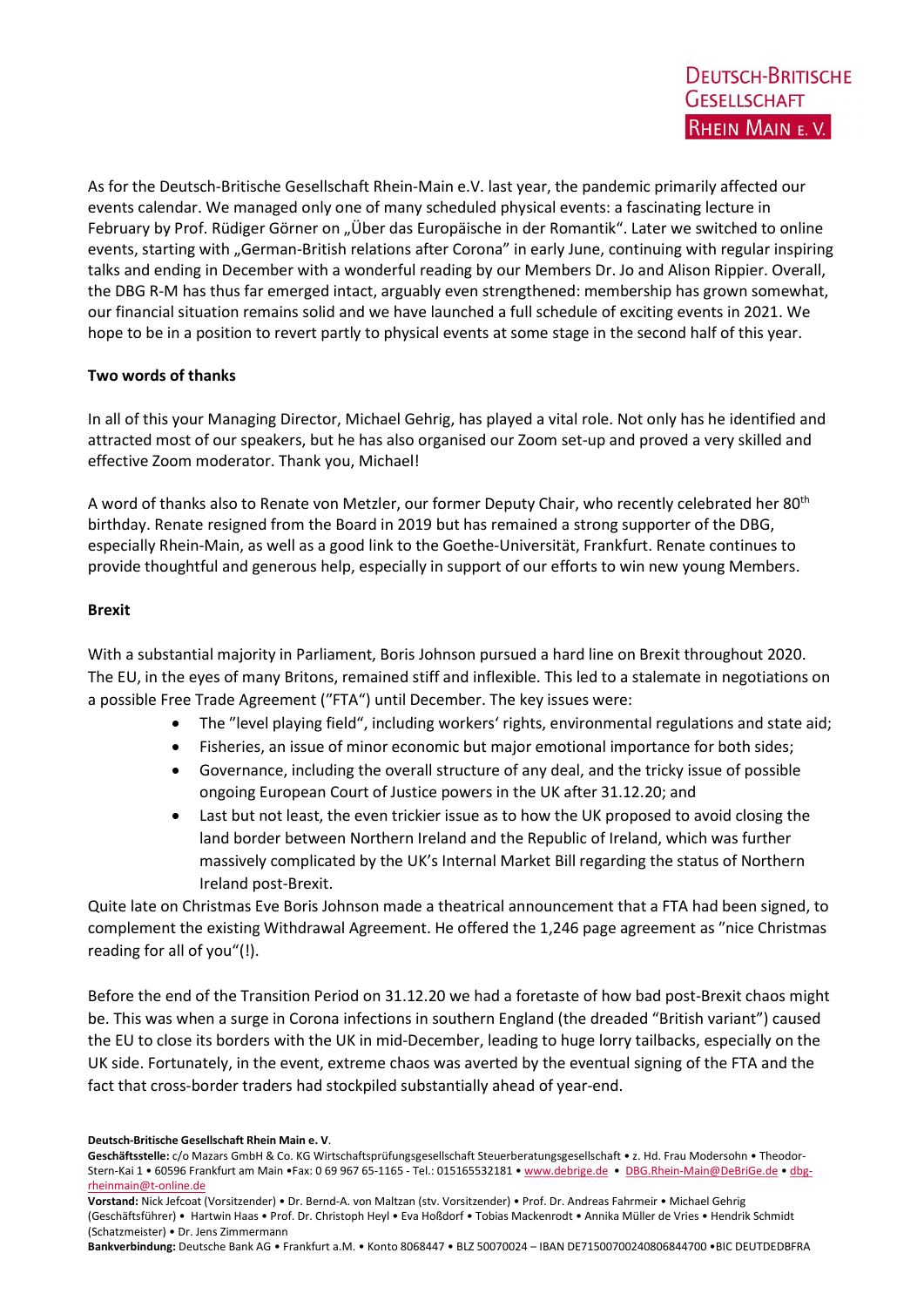As for the Deutsch-Britische Gesellschaft Rhein-Main e.V. last year, the pandemic primarily affected our events calendar. We managed only one of many scheduled physical events: a fascinating lecture in February by Prof. Rüdiger Görner on „Über das Europäische in der Romantik". Later we switched to online events, starting with „German-British relations after Corona" in early June, continuing with regular inspiring talks and ending in December with a wonderful reading by our Members Dr. Jo and Alison Rippier. Overall, the DBG R-M has thus far emerged intact, arguably even strengthened: membership has grown somewhat, our financial situation remains solid and we have launched a full schedule of exciting events in 2021. We hope to be in a position to revert partly to physical events at some stage in the second half of this year.

**Two words of thanks**

In all of this your Managing Director, Michael Gehrig, has played a vital role. Not only has he identified and attracted most of our speakers, but he has also organised our Zoom set-up and proved a very skilled and effective Zoom moderator. Thank you, Michael!

A word of thanks also to Renate von Metzler, our former Deputy Chair, who recently celebrated her 80th birthday. Renate resigned from the Board in 2019 but has remained a strong supporter of the DBG, especially Rhein-Main, as well as a good link to the Goethe-Universität, Frankfurt. Renate continues to provide thoughtful and generous help, especially in support of our efforts to win new young Members.

**Brexit**

With a substantial majority in Parliament, Boris Johnson pursued a hard line on Brexit throughout 2020. The EU, in the eyes of many Britons, remained stiff and inflexible. This led to a stalemate in negotiations on a possible Free Trade Agreement ("FTA") until December. The key issues were:

- The "level playing field", including workers' rights, environmental regulations and state aid;
- Fisheries, an issue of minor economic but major emotional importance for both sides;
- Governance, including the overall structure of any deal, and the tricky issue of possible ongoing European Court of Justice powers in the UK after 31.12.20; and
- Last but not least, the even trickier issue as to how the UK proposed to avoid closing the land border between Northern Ireland and the Republic of Ireland, which was further massively complicated by the UK's Internal Market Bill regarding the status of Northern Ireland post-Brexit.

Quite late on Christmas Eve Boris Johnson made a theatrical announcement that a FTA had been signed, to complement the existing Withdrawal Agreement. He offered the 1,246 page agreement as "nice Christmas reading for all of you"(!).

Before the end of the Transition Period on 31.12.20 we had a foretaste of how bad post-Brexit chaos might be. This was when a surge in Corona infections in southern England (the dreaded "British variant") caused the EU to close its borders with the UK in mid-December, leading to huge lorry tailbacks, especially on the UK side. Fortunately, in the event, extreme chaos was averted by the eventual signing of the FTA and the fact that cross-border traders had stockpiled substantially ahead of year-end.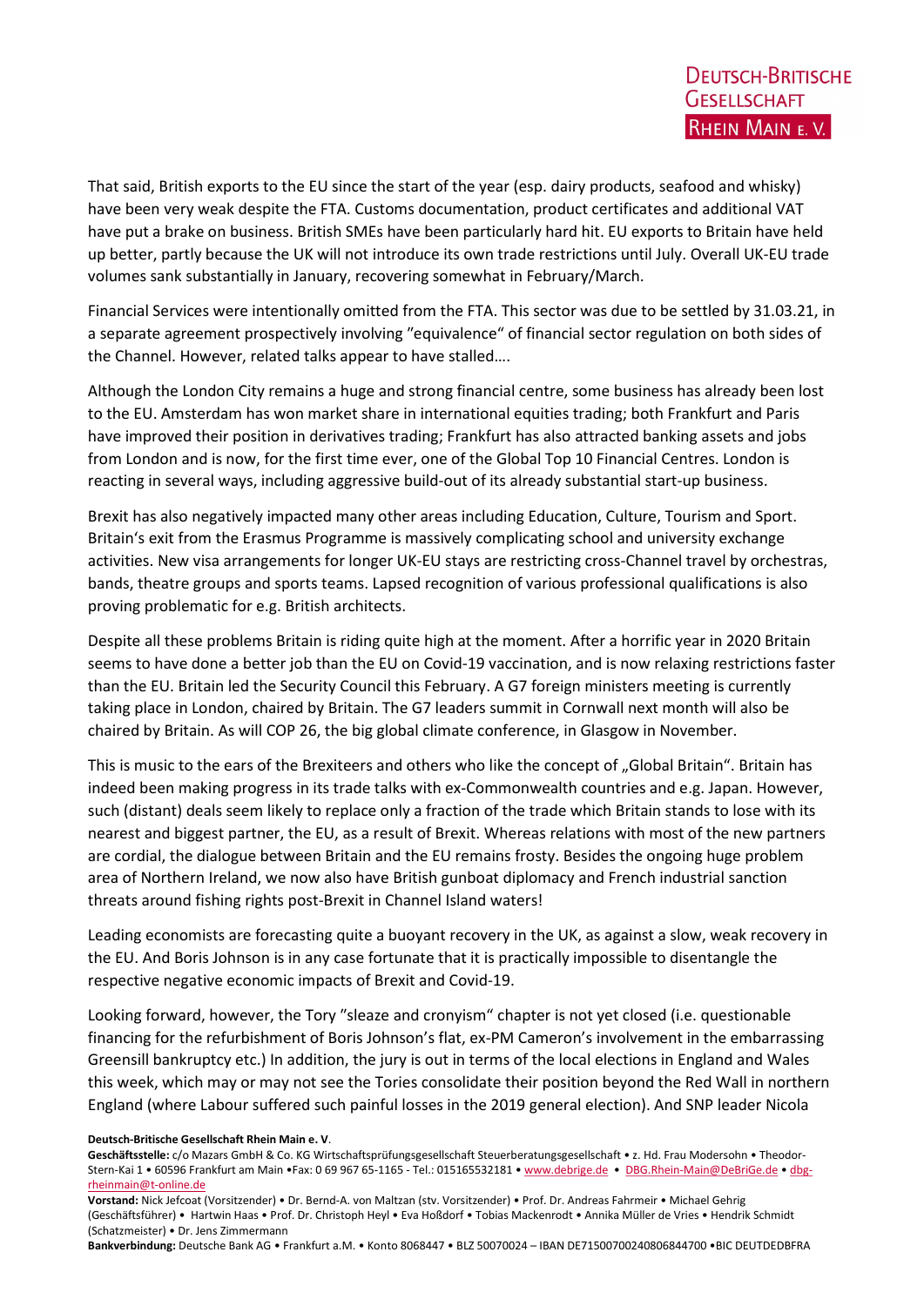That said, British exports to the EU since the start of the year (esp. dairy products, seafood and whisky) have been very weak despite the FTA. Customs documentation, product certificates and additional VAT have put a brake on business. British SMEs have been particularly hard hit. EU exports to Britain have held up better, partly because the UK will not introduce its own trade restrictions until July. Overall UK-EU trade volumes sank substantially in January, recovering somewhat in February/March.

Financial Services were intentionally omitted from the FTA. This sector was due to be settled by 31.03.21, in a separate agreement prospectively involving "equivalence" of financial sector regulation on both sides of the Channel. However, related talks appear to have stalled….

Although the London City remains a huge and strong financial centre, some business has already been lost to the EU. Amsterdam has won market share in international equities trading; both Frankfurt and Paris have improved their position in derivatives trading; Frankfurt has also attracted banking assets and jobs from London and is now, for the first time ever, one of the Global Top 10 Financial Centres. London is reacting in several ways, including aggressive build-out of its already substantial start-up business.

Brexit has also negatively impacted many other areas including Education, Culture, Tourism and Sport. Britain's exit from the Erasmus Programme is massively complicating school and university exchange activities. New visa arrangements for longer UK-EU stays are restricting cross-Channel travel by orchestras, bands, theatre groups and sports teams. Lapsed recognition of various professional qualifications is also proving problematic for e.g. British architects.

Despite all these problems Britain is riding quite high at the moment. After a horrific year in 2020 Britain seems to have done a better job than the EU on Covid-19 vaccination, and is now relaxing restrictions faster than the EU. Britain led the Security Council this February. A G7 foreign ministers meeting is currently taking place in London, chaired by Britain. The G7 leaders summit in Cornwall next month will also be chaired by Britain. As will COP 26, the big global climate conference, in Glasgow in November.

This is music to the ears of the Brexiteers and others who like the concept of „Global Britain". Britain has indeed been making progress in its trade talks with ex-Commonwealth countries and e.g. Japan. However, such (distant) deals seem likely to replace only a fraction of the trade which Britain stands to lose with its nearest and biggest partner, the EU, as a result of Brexit. Whereas relations with most of the new partners are cordial, the dialogue between Britain and the EU remains frosty. Besides the ongoing huge problem area of Northern Ireland, we now also have British gunboat diplomacy and French industrial sanction threats around fishing rights post-Brexit in Channel Island waters!

Leading economists are forecasting quite a buoyant recovery in the UK, as against a slow, weak recovery in the EU. And Boris Johnson is in any case fortunate that it is practically impossible to disentangle the respective negative economic impacts of Brexit and Covid-19.

Looking forward, however, the Tory "sleaze and cronyism" chapter is not yet closed (i.e. questionable financing for the refurbishment of Boris Johnson's flat, ex-PM Cameron's involvement in the embarrassing Greensill bankruptcy etc.) In addition, the jury is out in terms of the local elections in England and Wales this week, which may or may not see the Tories consolidate their position beyond the Red Wall in northern England (where Labour suffered such painful losses in the 2019 general election). And SNP leader Nicola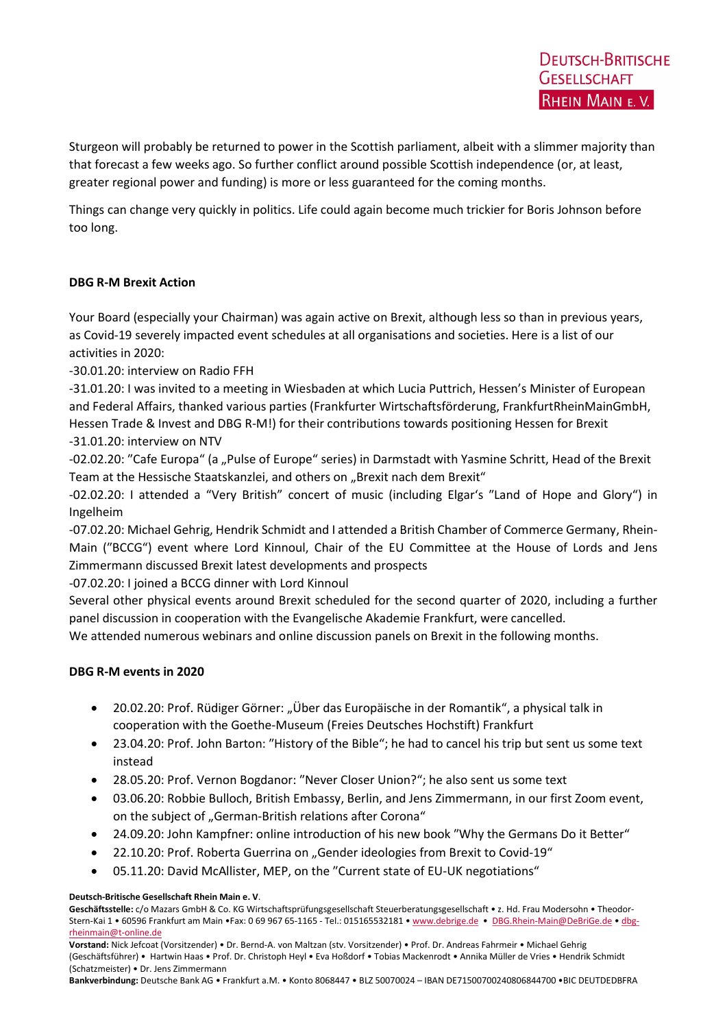Sturgeon will probably be returned to power in the Scottish parliament, albeit with a slimmer majority than that forecast a few weeks ago. So further conflict around possible Scottish independence (or, at least, greater regional power and funding) is more or less guaranteed for the coming months.

Things can change very quickly in politics. Life could again become much trickier for Boris Johnson before too long.

**DBG R-M Brexit Action**

Your Board (especially your Chairman) was again active on Brexit, although less so than in previous years, as Covid-19 severely impacted event schedules at all organisations and societies. Here is a list of our activities in 2020:

-30.01.20: interview on Radio FFH

-31.01.20: I was invited to a meeting in Wiesbaden at which Lucia Puttrich, Hessen's Minister of European and Federal Affairs, thanked various parties (Frankfurter Wirtschaftsförderung, FrankfurtRheinMainGmbH, Hessen Trade & Invest and DBG R-M!) for their contributions towards positioning Hessen for Brexit

-31.01.20: interview on NTV

-02.02.20: "Cafe Europa" (a „Pulse of Europe" series) in Darmstadt with Yasmine Schritt, Head of the Brexit Team at the Hessische Staatskanzlei, and others on „Brexit nach dem Brexit"

-02.02.20: I attended a "Very British" concert of music (including Elgar's "Land of Hope and Glory") in Ingelheim

-07.02.20: Michael Gehrig, Hendrik Schmidt and I attended a British Chamber of Commerce Germany, Rhein-Main ("BCCG") event where Lord Kinnoul, Chair of the EU Committee at the House of Lords and Jens Zimmermann discussed Brexit latest developments and prospects

-07.02.20: I joined a BCCG dinner with Lord Kinnoul

Several other physical events around Brexit scheduled for the second quarter of 2020, including a further panel discussion in cooperation with the Evangelische Akademie Frankfurt, were cancelled.

We attended numerous webinars and online discussion panels on Brexit in the following months.

**DBG R-M events in 2020**

- 20.02.20: Prof. Rüdiger Görner: „Über das Europäische in der Romantik", a physical talk in cooperation with the Goethe-Museum (Freies Deutsches Hochstift) Frankfurt
- 23.04.20: Prof. John Barton: "History of the Bible"; he had to cancel his trip but sent us some text instead
- 28.05.20: Prof. Vernon Bogdanor: "Never Closer Union?"; he also sent us some text
- 03.06.20: Robbie Bulloch, British Embassy, Berlin, and Jens Zimmermann, in our first Zoom event, on the subject of „German-British relations after Corona"
- 24.09.20: John Kampfner: online introduction of his new book "Why the Germans Do it Better"
- 22.10.20: Prof. Roberta Guerrina on „Gender ideologies from Brexit to Covid-19"
- 05.11.20: David McAllister, MEP, on the "Current state of EU-UK negotiations"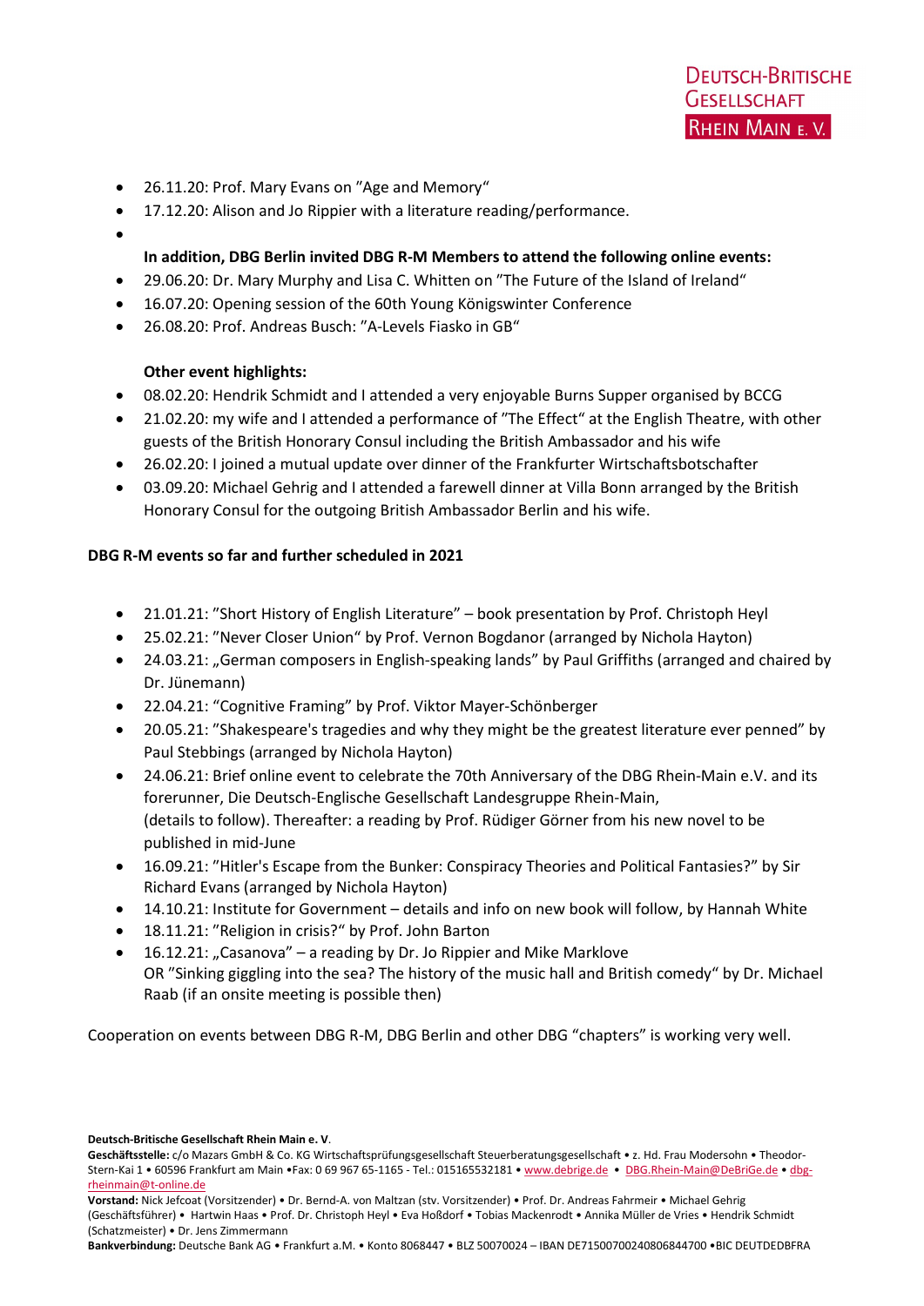- 26.11.20: Prof. Mary Evans on ”Age and Memory“
- 17.12.20: Alison and Jo Rippier with a literature reading/performance.

**In addition, DBG Berlin invited DBG R-M Members to attend the following online events:**

- 29.06.20: Dr. Mary Murphy and Lisa C. Whitten on ”The Future of the Island of Ireland“
- 16.07.20: Opening session of the 60th Young Königswinter Conference
- 26.08.20: Prof. Andreas Busch: ”A-Levels Fiasko in GB“

**Other event highlights:**

- 08.02.20: Hendrik Schmidt and I attended a very enjoyable Burns Supper organised by BCCG
- 21.02.20: my wife and I attended a performance of ”The Effect“ at the English Theatre, with other guests of the British Honorary Consul including the British Ambassador and his wife
- 26.02.20: I joined a mutual update over dinner of the Frankfurter Wirtschaftsbotschafter
- 03.09.20: Michael Gehrig and I attended a farewell dinner at Villa Bonn arranged by the British Honorary Consul for the outgoing British Ambassador Berlin and his wife.

**DBG R-M events so far and further scheduled in 2021**

- 21.01.21: ”Short History of English Literature” – book presentation by Prof. Christoph Heyl
- 25.02.21: ”Never Closer Union” by Prof. Vernon Bogdanor (arranged by Nichola Hayton)
- 24.03.21: „German composers in English-speaking lands” by Paul Griffiths (arranged and chaired by Dr. Jünemann)
- 22.04.21: “Cognitive Framing” by Prof. Viktor Mayer-Schönberger
- 20.05.21: ”Shakespeare's tragedies and why they might be the greatest literature ever penned” by Paul Stebbings (arranged by Nichola Hayton)
- 24.06.21: Brief online event to celebrate the 70th Anniversary of the DBG Rhein-Main e.V. and its forerunner, Die Deutsch-Englische Gesellschaft Landesgruppe Rhein-Main, (details to follow). Thereafter: a reading by Prof. Rüdiger Görner from his new novel to be published in mid-June
- 16.09.21: ”Hitler's Escape from the Bunker: Conspiracy Theories and Political Fantasies?” by Sir Richard Evans (arranged by Nichola Hayton)
- 14.10.21: Institute for Government – details and info on new book will follow, by Hannah White
- 18.11.21: ”Religion in crisis?“ by Prof. John Barton
- 16.12.21: „Casanova” – a reading by Dr. Jo Rippier and Mike Marklove
  OR ”Sinking giggling into the sea? The history of the music hall and British comedy“ by Dr. Michael Raab (if an onsite meeting is possible then)

Cooperation on events between DBG R-M, DBG Berlin and other DBG “chapters” is working very well.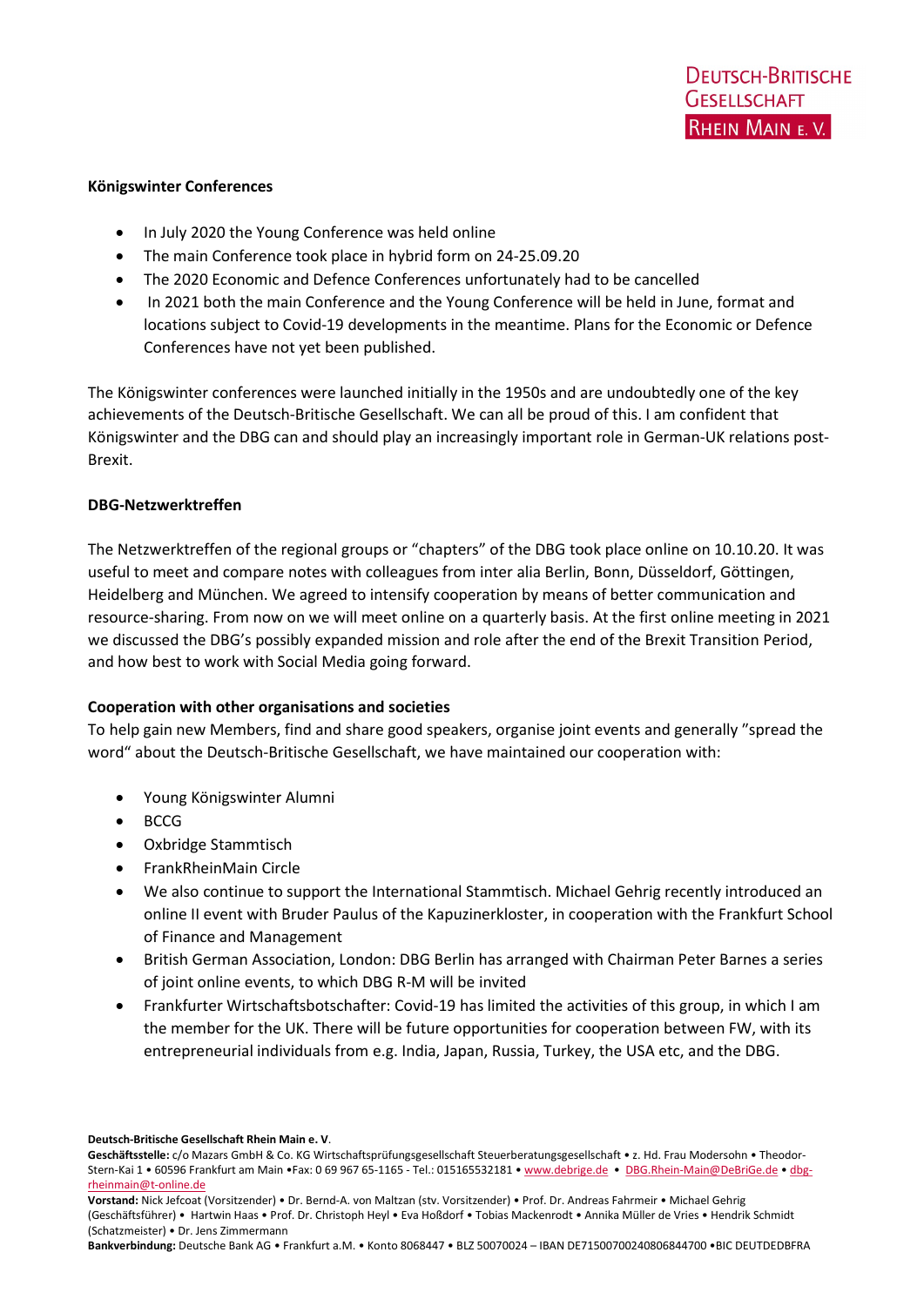**Königswinter Conferences**

- In July 2020 the Young Conference was held online
- The main Conference took place in hybrid form on 24-25.09.20
- The 2020 Economic and Defence Conferences unfortunately had to be cancelled
- In 2021 both the main Conference and the Young Conference will be held in June, format and locations subject to Covid-19 developments in the meantime. Plans for the Economic or Defence Conferences have not yet been published.

The Königswinter conferences were launched initially in the 1950s and are undoubtedly one of the key achievements of the Deutsch-Britische Gesellschaft. We can all be proud of this. I am confident that Königswinter and the DBG can and should play an increasingly important role in German-UK relations post-Brexit.

**DBG-Netzwerktreffen**

The Netzwerktreffen of the regional groups or "chapters" of the DBG took place online on 10.10.20. It was useful to meet and compare notes with colleagues from inter alia Berlin, Bonn, Düsseldorf, Göttingen, Heidelberg and München. We agreed to intensify cooperation by means of better communication and resource-sharing. From now on we will meet online on a quarterly basis. At the first online meeting in 2021 we discussed the DBG's possibly expanded mission and role after the end of the Brexit Transition Period, and how best to work with Social Media going forward.

**Cooperation with other organisations and societies**

To help gain new Members, find and share good speakers, organise joint events and generally "spread the word" about the Deutsch-Britische Gesellschaft, we have maintained our cooperation with:

- Young Königswinter Alumni
- BCCG
- Oxbridge Stammtisch
- FrankRheinMain Circle
- We also continue to support the International Stammtisch. Michael Gehrig recently introduced an online II event with Bruder Paulus of the Kapuzinerkloster, in cooperation with the Frankfurt School of Finance and Management
- British German Association, London: DBG Berlin has arranged with Chairman Peter Barnes a series of joint online events, to which DBG R-M will be invited
- Frankfurter Wirtschaftsbotschafter: Covid-19 has limited the activities of this group, in which I am the member for the UK. There will be future opportunities for cooperation between FW, with its entrepreneurial individuals from e.g. India, Japan, Russia, Turkey, the USA etc, and the DBG.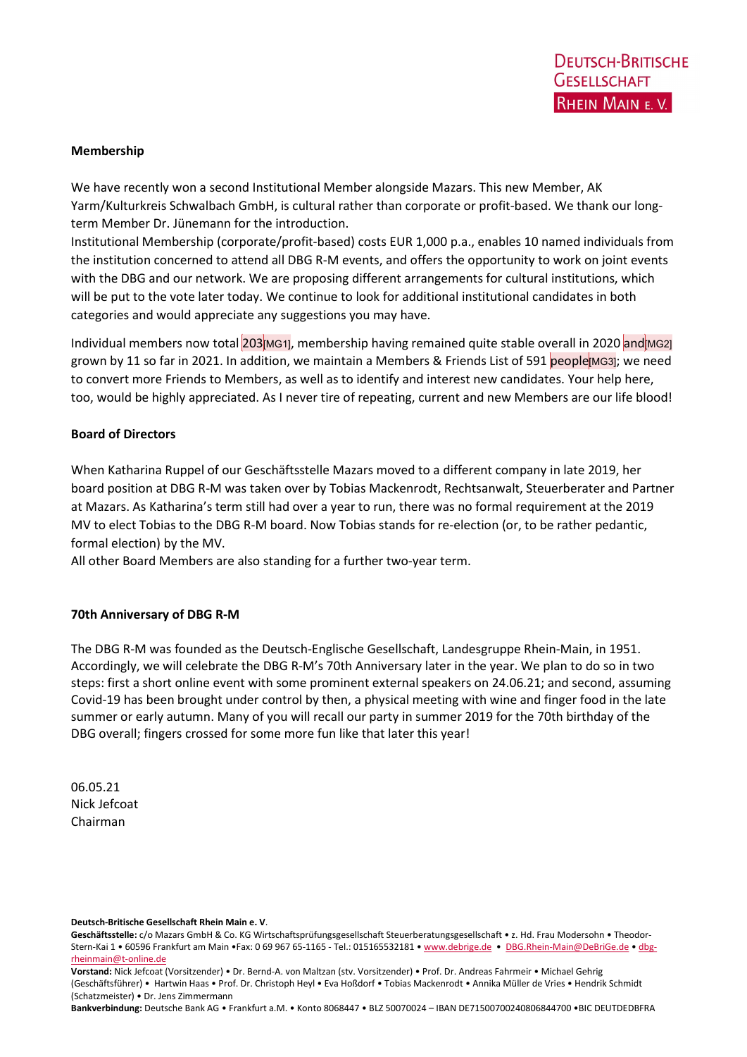**Membership**

We have recently won a second Institutional Member alongside Mazars. This new Member, AK Yarm/Kulturkreis Schwalbach GmbH, is cultural rather than corporate or profit-based. We thank our long-term Member Dr. Jünemann for the introduction.
Institutional Membership (corporate/profit-based) costs EUR 1,000 p.a., enables 10 named individuals from the institution concerned to attend all DBG R-M events, and offers the opportunity to work on joint events with the DBG and our network. We are proposing different arrangements for cultural institutions, which will be put to the vote later today. We continue to look for additional institutional candidates in both categories and would appreciate any suggestions you may have.

Individual members now total 203[MG1], membership having remained quite stable overall in 2020 and[MG2] grown by 11 so far in 2021. In addition, we maintain a Members & Friends List of 591 people[MG3]; we need to convert more Friends to Members, as well as to identify and interest new candidates. Your help here, too, would be highly appreciated. As I never tire of repeating, current and new Members are our life blood!

**Board of Directors**

When Katharina Ruppel of our Geschäftsstelle Mazars moved to a different company in late 2019, her board position at DBG R-M was taken over by Tobias Mackenrodt, Rechtsanwalt, Steuerberater and Partner at Mazars. As Katharina's term still had over a year to run, there was no formal requirement at the 2019 MV to elect Tobias to the DBG R-M board. Now Tobias stands for re-election (or, to be rather pedantic, formal election) by the MV.
All other Board Members are also standing for a further two-year term.

**70th Anniversary of DBG R-M**

The DBG R-M was founded as the Deutsch-Englische Gesellschaft, Landesgruppe Rhein-Main, in 1951. Accordingly, we will celebrate the DBG R-M's 70th Anniversary later in the year. We plan to do so in two steps: first a short online event with some prominent external speakers on 24.06.21; and second, assuming Covid-19 has been brought under control by then, a physical meeting with wine and finger food in the late summer or early autumn. Many of you will recall our party in summer 2019 for the 70th birthday of the DBG overall; fingers crossed for some more fun like that later this year!

06.05.21
Nick Jefcoat
Chairman